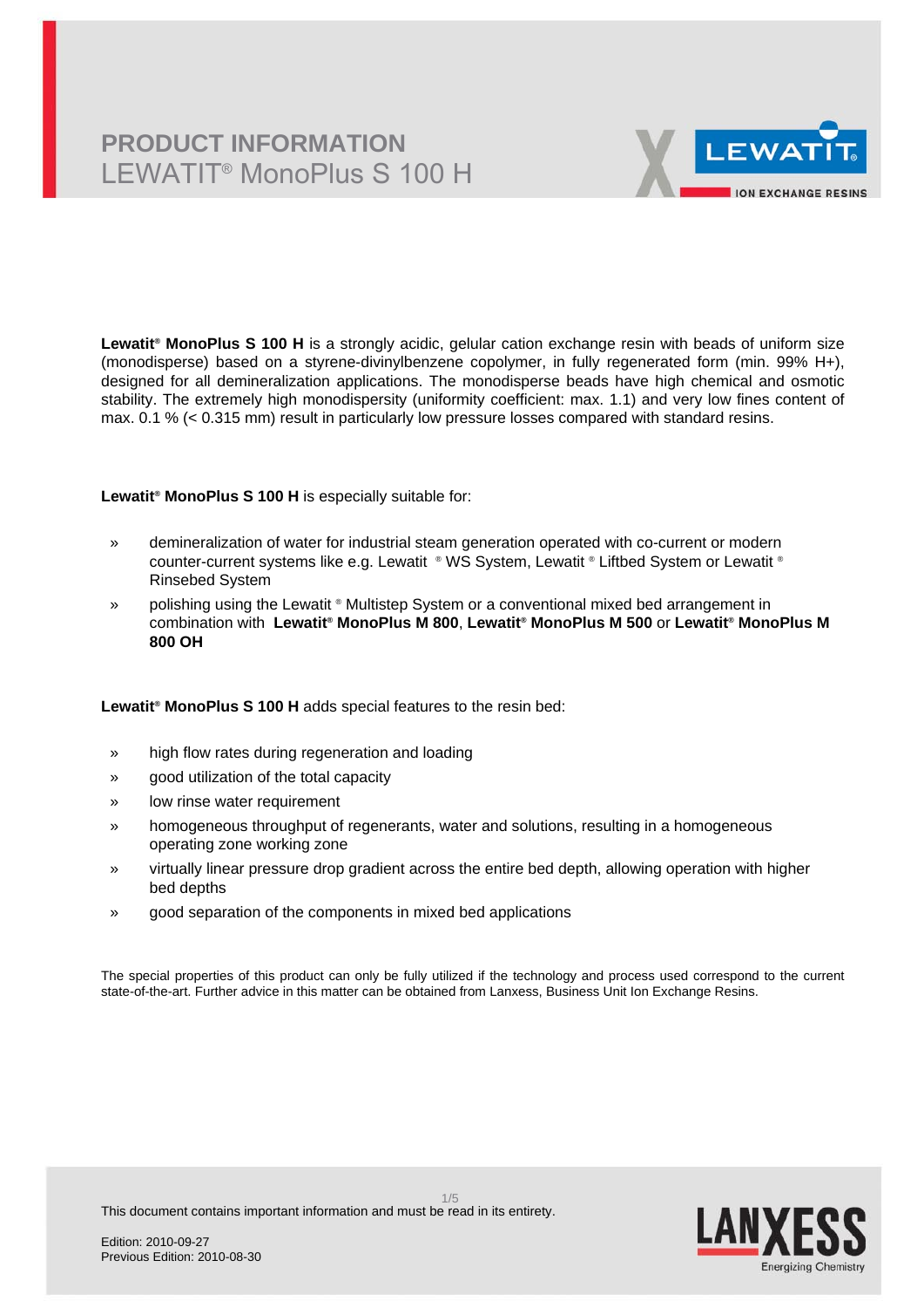# PRODUCT INFORMATION
## LEWATIT® MonoPlus S 100 H

**Lewatit® MonoPlus S 100 H** is a strongly acidic, gelular cation exchange resin with beads of uniform size (monodisperse) based on a styrene-divinylbenzene copolymer, in fully regenerated form (min. 99% H+), designed for all demineralization applications. The monodisperse beads have high chemical and osmotic stability. The extremely high monodispersity (uniformity coefficient: max. 1.1) and very low fines content of max. 0.1 % (< 0.315 mm) result in particularly low pressure losses compared with standard resins.

**Lewatit® MonoPlus S 100 H** is especially suitable for:

- demineralization of water for industrial steam generation operated with co-current or modern counter-current systems like e.g. Lewatit ® WS System, Lewatit ® Liftbed System or Lewatit ® Rinsebed System
- polishing using the Lewatit ® Multistep System or a conventional mixed bed arrangement in combination with **Lewatit® MonoPlus M 800**, **Lewatit® MonoPlus M 500** or **Lewatit® MonoPlus M 800 OH**

**Lewatit® MonoPlus S 100 H** adds special features to the resin bed:

- high flow rates during regeneration and loading
- good utilization of the total capacity
- low rinse water requirement
- homogeneous throughput of regenerants, water and solutions, resulting in a homogeneous operating zone working zone
- virtually linear pressure drop gradient across the entire bed depth, allowing operation with higher bed depths
- good separation of the components in mixed bed applications

The special properties of this product can only be fully utilized if the technology and process used correspond to the current state-of-the-art. Further advice in this matter can be obtained from Lanxess, Business Unit Ion Exchange Resins.

This document contains important information and must be read in its entirety.

Edition: 2010-09-27
Previous Edition: 2010-08-30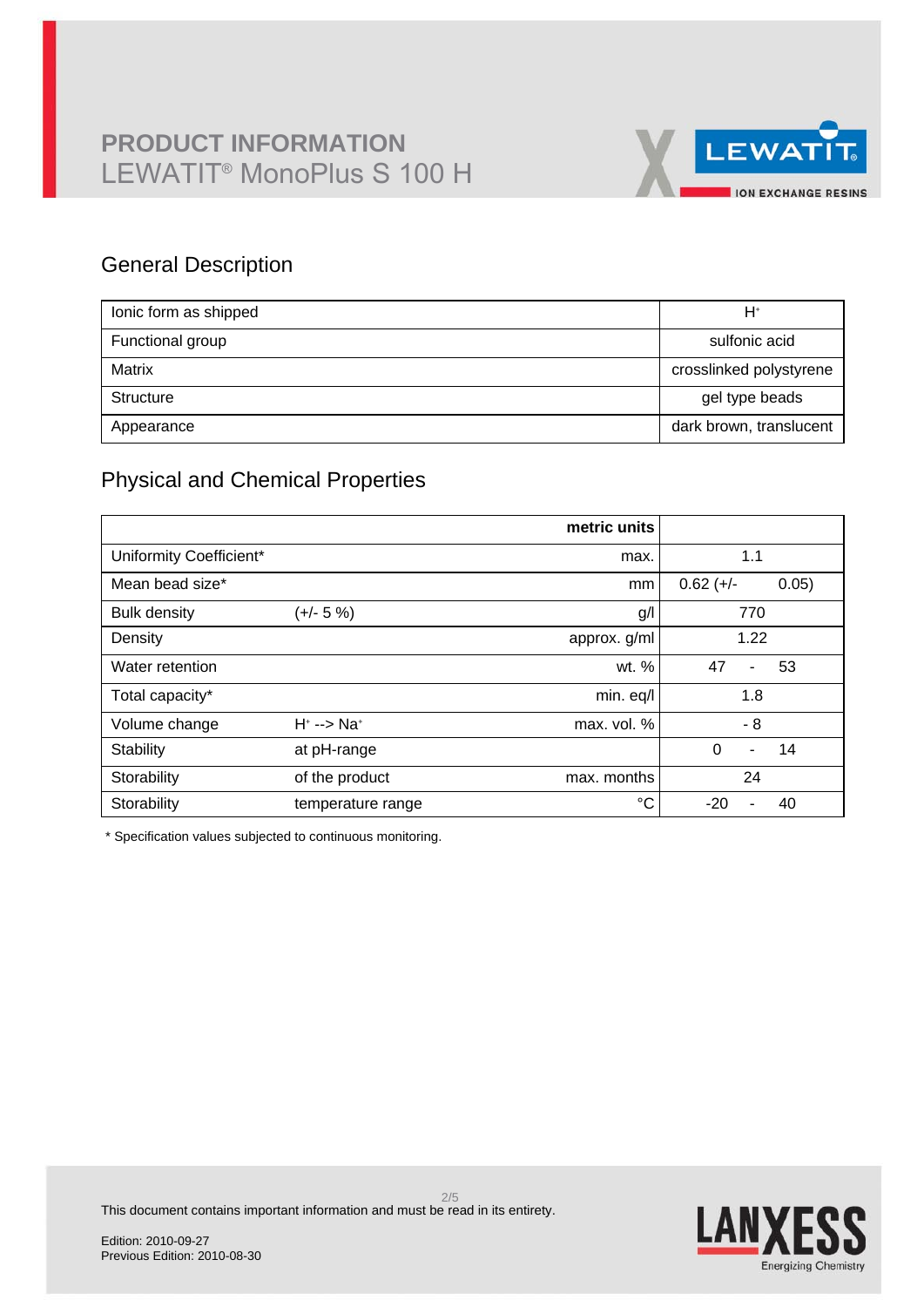# PRODUCT INFORMATION
## LEWATIT® MonoPlus S 100 H

## General Description

| | |
|---|---|
| Ionic form as shipped | $H^+$ |
| Functional group | sulfonic acid |
| Matrix | crosslinked polystyrene |
| Structure | gel type beads |
| Appearance | dark brown, translucent |

## Physical and Chemical Properties

| | | metric units | |
|---|---|---|---|
| Uniformity Coefficient* | | max. | 1.1 |
| Mean bead size* | | mm | 0.62 (+/- 0.05) |
| Bulk density | (+/- 5 %) | g/l | 770 |
| Density | | approx. g/ml | 1.22 |
| Water retention | | wt. % | 47 - 53 |
| Total capacity* | | min. eq/l | 1.8 |
| Volume change | $H^+$ --> $Na^+$ | max. vol. % | - 8 |
| Stability | at pH-range | | 0 - 14 |
| Storability | of the product | max. months | 24 |
| Storability | temperature range | °C | -20 - 40 |

* Specification values subjected to continuous monitoring.

This document contains important information and must be read in its entirety.

Edition: 2010-09-27
Previous Edition: 2010-08-30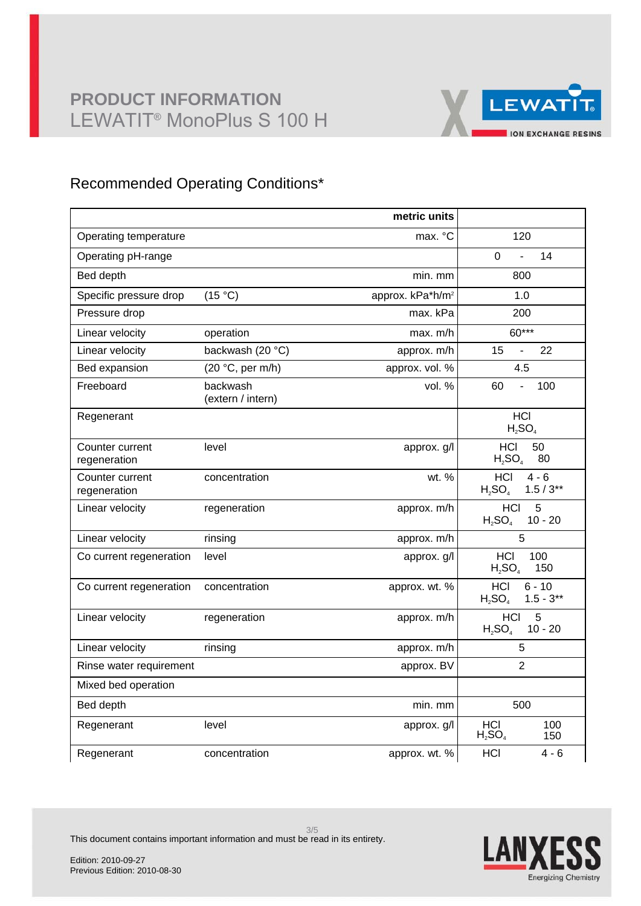# PRODUCT INFORMATION
## LEWATIT® MonoPlus S 100 H

## Recommended Operating Conditions*

| | | metric units | |
|---|---|---|---|
| Operating temperature | | max. °C | 120 |
| Operating pH-range | | | 0 - 14 |
| Bed depth | | min. mm | 800 |
| Specific pressure drop | (15 °C) | approx. kPa*h/m² | 1.0 |
| Pressure drop | | max. kPa | 200 |
| Linear velocity | operation | max. m/h | 60*** |
| Linear velocity | backwash (20 °C) | approx. m/h | 15 - 22 |
| Bed expansion | (20 °C, per m/h) | approx. vol. % | 4.5 |
| Freeboard | backwash (extern / intern) | vol. % | 60 - 100 |
| Regenerant | | | HCl $H_2SO_4$ |
| Counter current regeneration | level | approx. g/l | HCl 50 $H_2SO_4$ 80 |
| Counter current regeneration | concentration | wt. % | HCl 4 - 6 $H_2SO_4$ 1.5 / 3** |
| Linear velocity | regeneration | approx. m/h | HCl 5 $H_2SO_4$ 10 - 20 |
| Linear velocity | rinsing | approx. m/h | 5 |
| Co current regeneration | level | approx. g/l | HCl 100 $H_2SO_4$ 150 |
| Co current regeneration | concentration | approx. wt. % | HCl 6 - 10 $H_2SO_4$ 1.5 - 3** |
| Linear velocity | regeneration | approx. m/h | HCl 5 $H_2SO_4$ 10 - 20 |
| Linear velocity | rinsing | approx. m/h | 5 |
| Rinse water requirement | | approx. BV | 2 |
| Mixed bed operation | | | |
| Bed depth | | min. mm | 500 |
| Regenerant | level | approx. g/l | HCl 100 $H_2SO_4$ 150 |
| Regenerant | concentration | approx. wt. % | HCl 4 - 6 |

This document contains important information and must be read in its entirety.

Edition: 2010-09-27
Previous Edition: 2010-08-30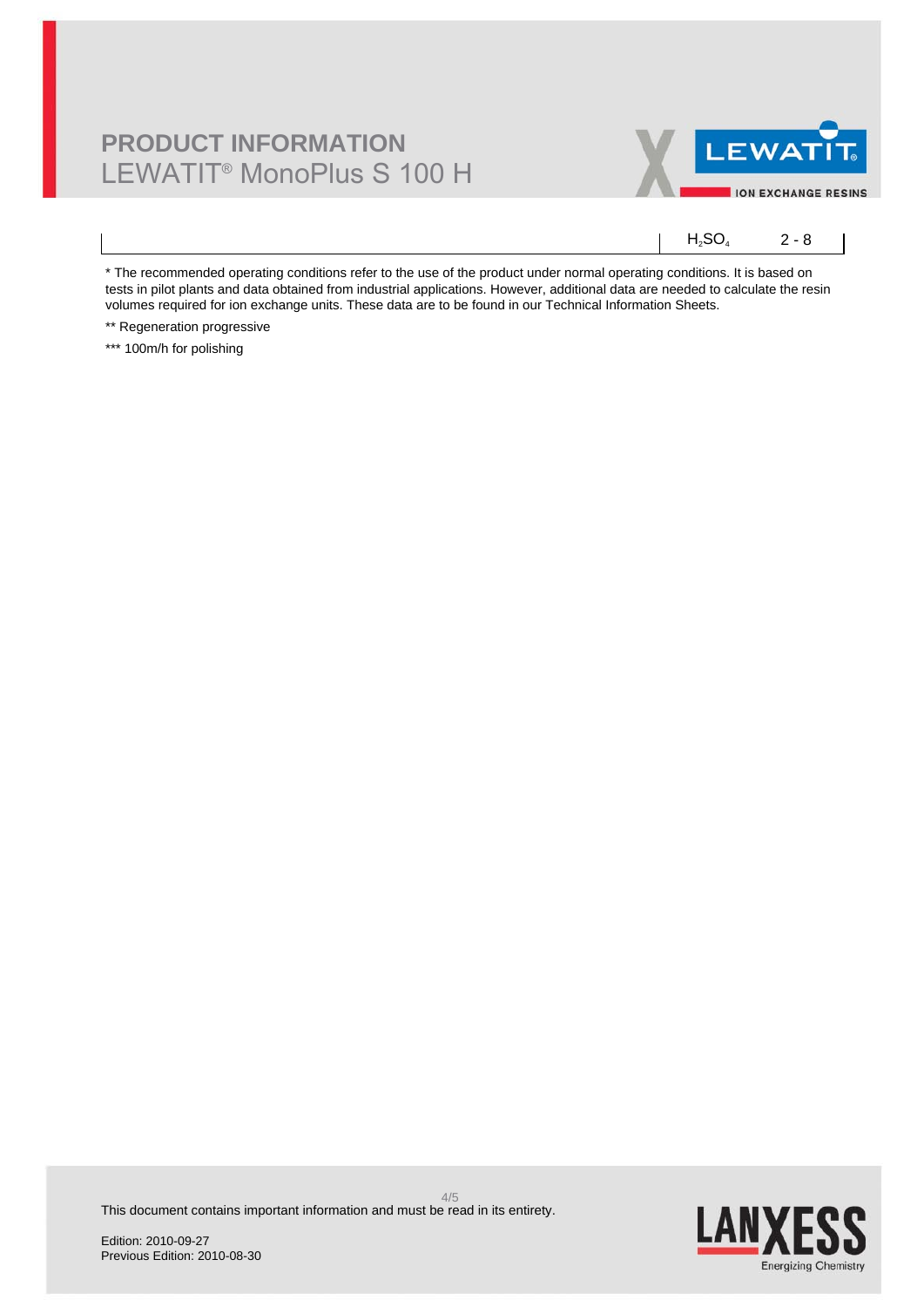| | | |
|---|---|---|
| | $H_2SO_4$ | 2 - 8 |

* The recommended operating conditions refer to the use of the product under normal operating conditions. It is based on tests in pilot plants and data obtained from industrial applications. However, additional data are needed to calculate the resin volumes required for ion exchange units. These data are to be found in our Technical Information Sheets.

** Regeneration progressive

*** 100m/h for polishing

This document contains important information and must be read in its entirety.

Edition: 2010-09-27
Previous Edition: 2010-08-30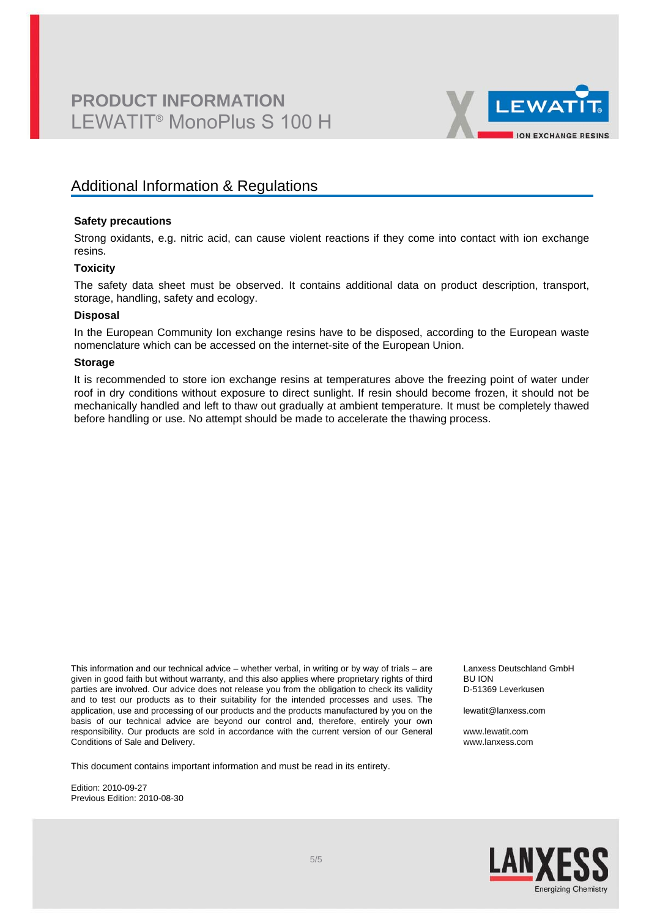## Additional Information & Regulations

**Safety precautions**

Strong oxidants, e.g. nitric acid, can cause violent reactions if they come into contact with ion exchange resins.

**Toxicity**

The safety data sheet must be observed. It contains additional data on product description, transport, storage, handling, safety and ecology.

**Disposal**

In the European Community Ion exchange resins have to be disposed, according to the European waste nomenclature which can be accessed on the internet-site of the European Union.

**Storage**

It is recommended to store ion exchange resins at temperatures above the freezing point of water under roof in dry conditions without exposure to direct sunlight. If resin should become frozen, it should not be mechanically handled and left to thaw out gradually at ambient temperature. It must be completely thawed before handling or use. No attempt should be made to accelerate the thawing process.

This information and our technical advice – whether verbal, in writing or by way of trials – are given in good faith but without warranty, and this also applies where proprietary rights of third parties are involved. Our advice does not release you from the obligation to check its validity and to test our products as to their suitability for the intended processes and uses. The application, use and processing of our products and the products manufactured by you on the basis of our technical advice are beyond our control and, therefore, entirely your own responsibility. Our products are sold in accordance with the current version of our General Conditions of Sale and Delivery.

Lanxess Deutschland GmbH
BU ION
D-51369 Leverkusen

lewatit@lanxess.com

www.lewatit.com
www.lanxess.com

This document contains important information and must be read in its entirety.

Edition: 2010-09-27
Previous Edition: 2010-08-30